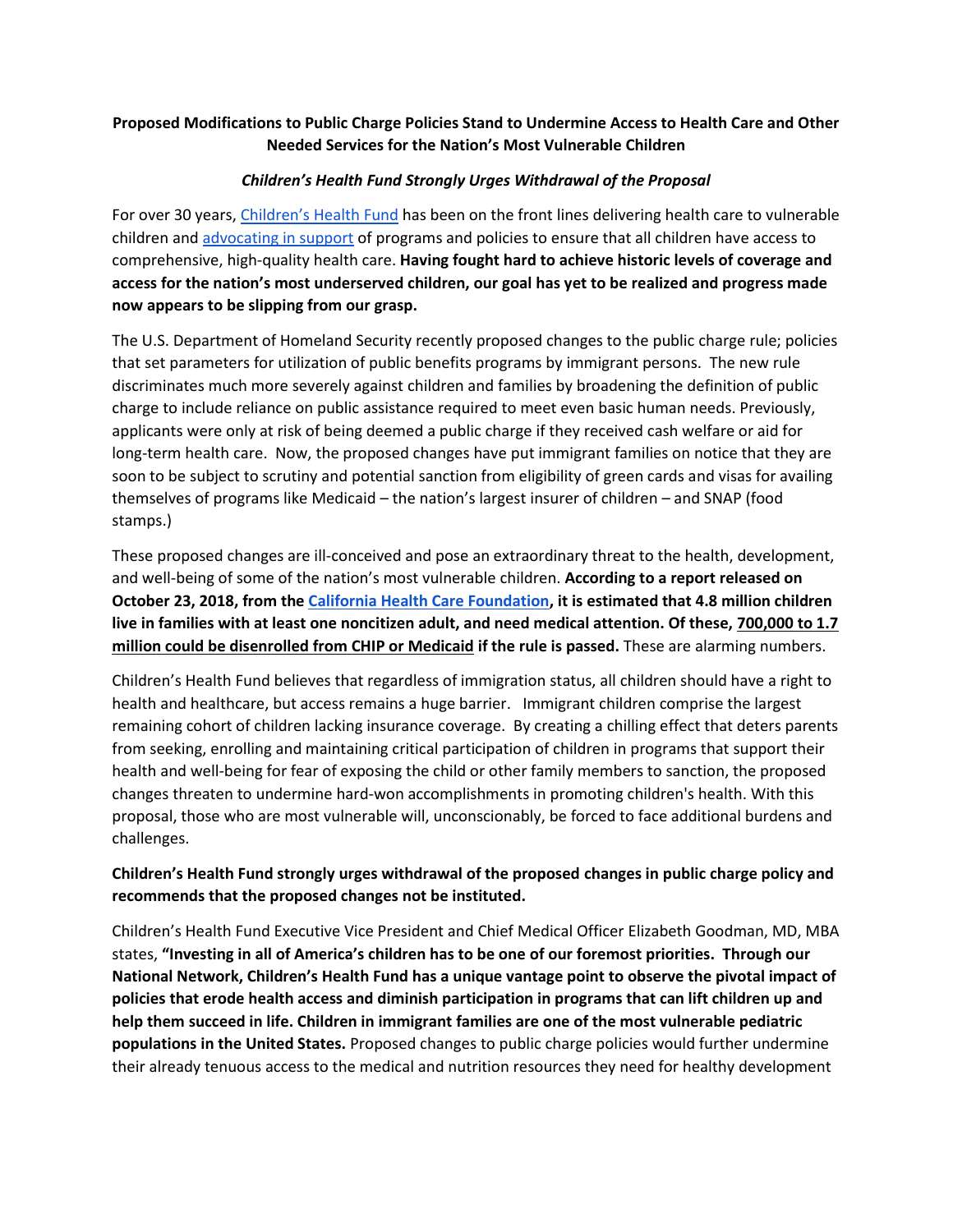**Proposed Modifications to Public Charge Policies Stand to Undermine Access to Health Care and Other Needed Services for the Nation's Most Vulnerable Children**

***Children's Health Fund Strongly Urges Withdrawal of the Proposal***

For over 30 years, [Children's Health Fund]() has been on the front lines delivering health care to vulnerable children and [advocating in support]() of programs and policies to ensure that all children have access to comprehensive, high-quality health care. **Having fought hard to achieve historic levels of coverage and access for the nation's most underserved children, our goal has yet to be realized and progress made now appears to be slipping from our grasp.**

The U.S. Department of Homeland Security recently proposed changes to the public charge rule; policies that set parameters for utilization of public benefits programs by immigrant persons. The new rule discriminates much more severely against children and families by broadening the definition of public charge to include reliance on public assistance required to meet even basic human needs. Previously, applicants were only at risk of being deemed a public charge if they received cash welfare or aid for long-term health care. Now, the proposed changes have put immigrant families on notice that they are soon to be subject to scrutiny and potential sanction from eligibility of green cards and visas for availing themselves of programs like Medicaid – the nation's largest insurer of children – and SNAP (food stamps.)

These proposed changes are ill-conceived and pose an extraordinary threat to the health, development, and well-being of some of the nation's most vulnerable children. **According to a report released on October 23, 2018, from the [California Health Care Foundation](), it is estimated that 4.8 million children live in families with at least one noncitizen adult, and need medical attention. Of these, <u>700,000 to 1.7 million could be disenrolled from CHIP or Medicaid</u> if the rule is passed.** These are alarming numbers.

Children's Health Fund believes that regardless of immigration status, all children should have a right to health and healthcare, but access remains a huge barrier. Immigrant children comprise the largest remaining cohort of children lacking insurance coverage. By creating a chilling effect that deters parents from seeking, enrolling and maintaining critical participation of children in programs that support their health and well-being for fear of exposing the child or other family members to sanction, the proposed changes threaten to undermine hard-won accomplishments in promoting children's health. With this proposal, those who are most vulnerable will, unconscionably, be forced to face additional burdens and challenges.

**Children's Health Fund strongly urges withdrawal of the proposed changes in public charge policy and recommends that the proposed changes not be instituted.**

Children's Health Fund Executive Vice President and Chief Medical Officer Elizabeth Goodman, MD, MBA states, **"Investing in all of America's children has to be one of our foremost priorities. Through our National Network, Children's Health Fund has a unique vantage point to observe the pivotal impact of policies that erode health access and diminish participation in programs that can lift children up and help them succeed in life. Children in immigrant families are one of the most vulnerable pediatric populations in the United States.** Proposed changes to public charge policies would further undermine their already tenuous access to the medical and nutrition resources they need for healthy development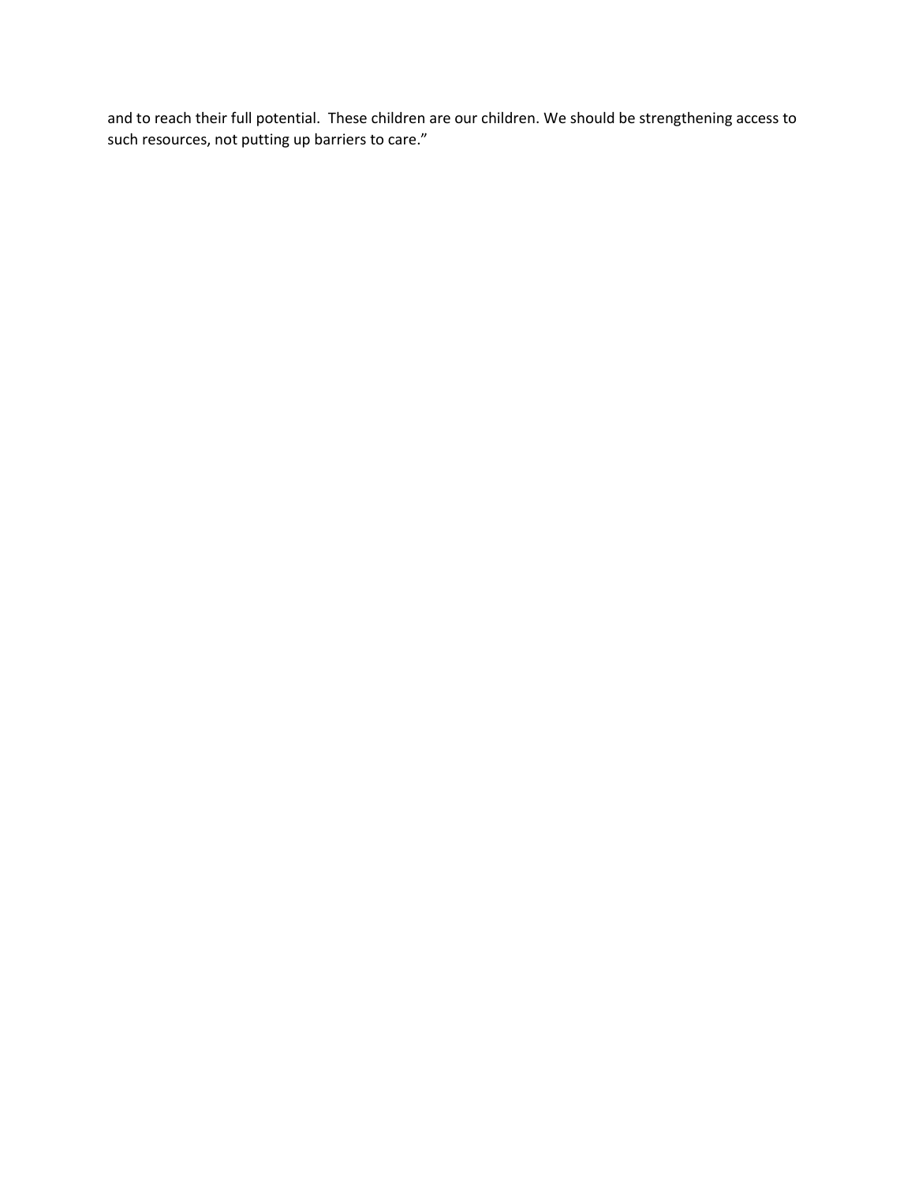and to reach their full potential.  These children are our children. We should be strengthening access to such resources, not putting up barriers to care."